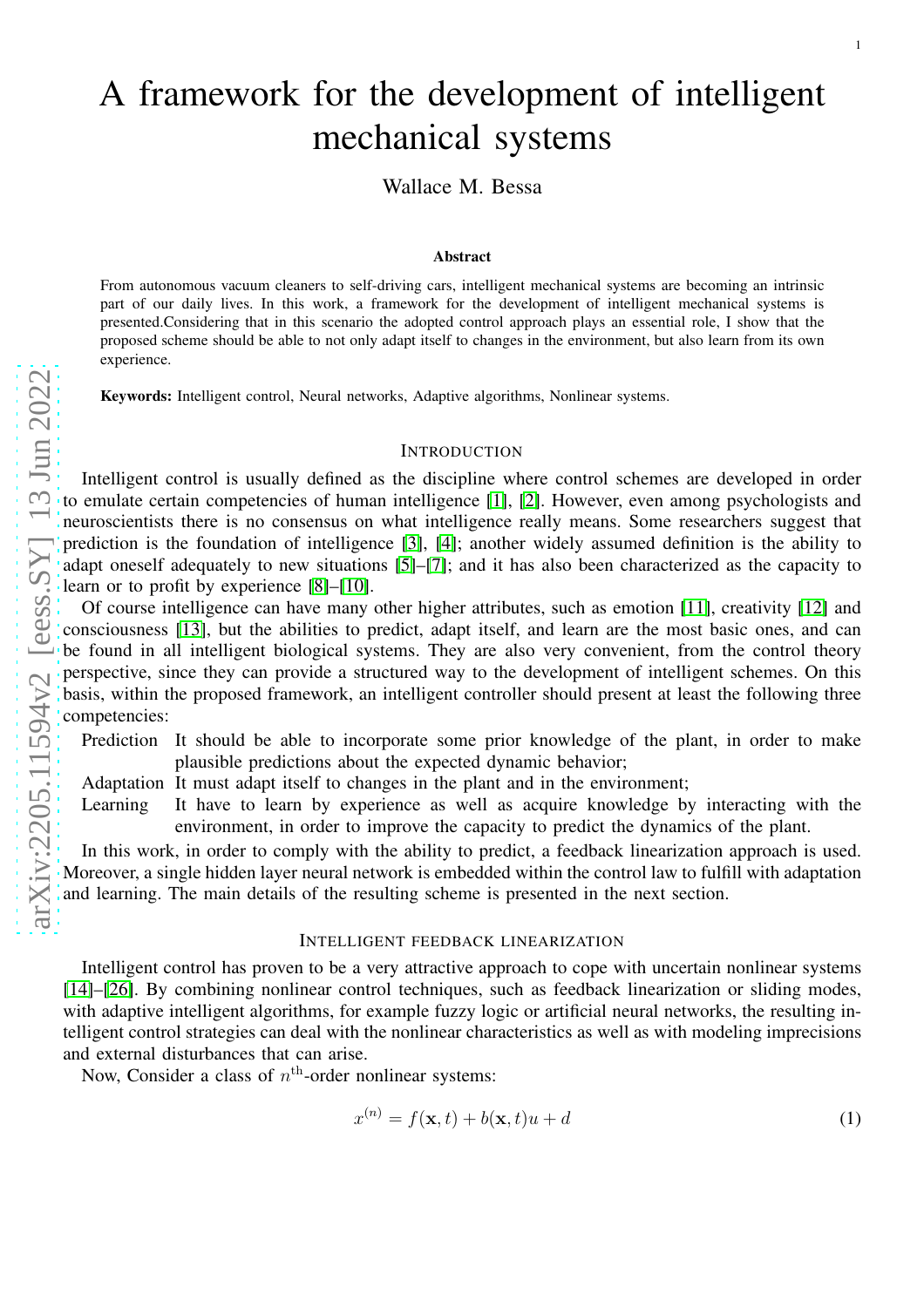# A framework for the development of intelligent mechanical systems

Wallace M. Bessa

**Abstract**

From autonomous vacuum cleaners to self-driving cars, intelligent mechanical systems are becoming an intrinsic part of our daily lives. In this work, a framework for the development of intelligent mechanical systems is presented.Considering that in this scenario the adopted control approach plays an essential role, I show that the proposed scheme should be able to not only adapt itself to changes in the environment, but also learn from its own experience.

**Keywords:** Intelligent control, Neural networks, Adaptive algorithms, Nonlinear systems.

## Introduction

Intelligent control is usually defined as the discipline where control schemes are developed in order to emulate certain competencies of human intelligence [1], [2]. However, even among psychologists and neuroscientists there is no consensus on what intelligence really means. Some researchers suggest that prediction is the foundation of intelligence [3], [4]; another widely assumed definition is the ability to adapt oneself adequately to new situations [5]–[7]; and it has also been characterized as the capacity to learn or to profit by experience [8]–[10].

Of course intelligence can have many other higher attributes, such as emotion [11], creativity [12] and consciousness [13], but the abilities to predict, adapt itself, and learn are the most basic ones, and can be found in all intelligent biological systems. They are also very convenient, from the control theory perspective, since they can provide a structured way to the development of intelligent schemes. On this basis, within the proposed framework, an intelligent controller should present at least the following three competencies:

- Prediction — It should be able to incorporate some prior knowledge of the plant, in order to make plausible predictions about the expected dynamic behavior;
- Adaptation — It must adapt itself to changes in the plant and in the environment;
- Learning — It have to learn by experience as well as acquire knowledge by interacting with the environment, in order to improve the capacity to predict the dynamics of the plant.

In this work, in order to comply with the ability to predict, a feedback linearization approach is used. Moreover, a single hidden layer neural network is embedded within the control law to fulfill with adaptation and learning. The main details of the resulting scheme is presented in the next section.

## Intelligent feedback linearization

Intelligent control has proven to be a very attractive approach to cope with uncertain nonlinear systems [14]–[26]. By combining nonlinear control techniques, such as feedback linearization or sliding modes, with adaptive intelligent algorithms, for example fuzzy logic or artificial neural networks, the resulting intelligent control strategies can deal with the nonlinear characteristics as well as with modeling imprecisions and external disturbances that can arise.

Now, Consider a class of $n^{\text{th}}$-order nonlinear systems:

$$x^{(n)} = f(\mathbf{x}, t) + b(\mathbf{x}, t)u + d \tag{1}$$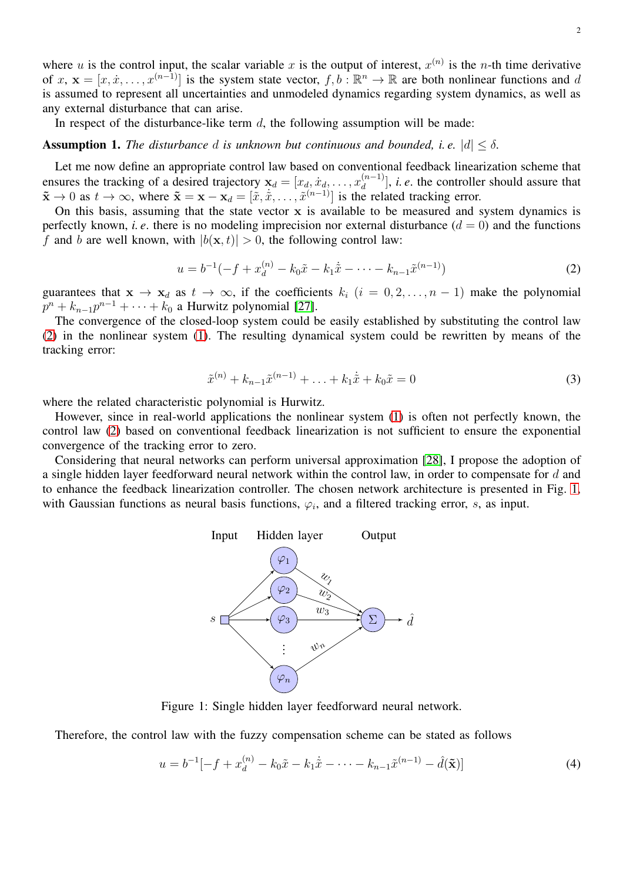where $u$ is the control input, the scalar variable $x$ is the output of interest, $x^{(n)}$ is the $n$-th time derivative of $x$, $\mathbf{x} = [x, \dot{x}, \ldots, x^{(n-1)}]$ is the system state vector, $f, b : \mathbb{R}^n \to \mathbb{R}$ are both nonlinear functions and $d$ is assumed to represent all uncertainties and unmodeled dynamics regarding system dynamics, as well as any external disturbance that can arise.

In respect of the disturbance-like term $d$, the following assumption will be made:

**Assumption 1.** *The disturbance $d$ is unknown but continuous and bounded, i. e. $|d| \leq \delta$.*

Let me now define an appropriate control law based on conventional feedback linearization scheme that ensures the tracking of a desired trajectory $\mathbf{x}_d = [x_d, \dot{x}_d, \ldots, x_d^{(n-1)}]$, *i. e.* the controller should assure that $\tilde{\mathbf{x}} \to 0$ as $t \to \infty$, where $\tilde{\mathbf{x}} = \mathbf{x} - \mathbf{x}_d = [\tilde{x}, \dot{\tilde{x}}, \ldots, \tilde{x}^{(n-1)}]$ is the related tracking error.

On this basis, assuming that the state vector $\mathbf{x}$ is available to be measured and system dynamics is perfectly known, *i. e.* there is no modeling imprecision nor external disturbance ($d = 0$) and the functions $f$ and $b$ are well known, with $|b(\mathbf{x}, t)| > 0$, the following control law:

$$u = b^{-1}(-f + x_d^{(n)} - k_0\tilde{x} - k_1\dot{\tilde{x}} - \cdots - k_{n-1}\tilde{x}^{(n-1)}) \tag{2}$$

guarantees that $\mathbf{x} \to \mathbf{x}_d$ as $t \to \infty$, if the coefficients $k_i$ $(i = 0, 2, \ldots, n-1)$ make the polynomial $p^n + k_{n-1}p^{n-1} + \cdots + k_0$ a Hurwitz polynomial [27].

The convergence of the closed-loop system could be easily established by substituting the control law (2) in the nonlinear system (1). The resulting dynamical system could be rewritten by means of the tracking error:

$$\tilde{x}^{(n)} + k_{n-1}\tilde{x}^{(n-1)} + \ldots + k_1\dot{\tilde{x}} + k_0\tilde{x} = 0 \tag{3}$$

where the related characteristic polynomial is Hurwitz.

However, since in real-world applications the nonlinear system (1) is often not perfectly known, the control law (2) based on conventional feedback linearization is not sufficient to ensure the exponential convergence of the tracking error to zero.

Considering that neural networks can perform universal approximation [28], I propose the adoption of a single hidden layer feedforward neural network within the control law, in order to compensate for $d$ and to enhance the feedback linearization controller. The chosen network architecture is presented in Fig. 1, with Gaussian functions as neural basis functions, $\varphi_i$, and a filtered tracking error, $s$, as input.

Figure 1: Single hidden layer feedforward neural network.

Therefore, the control law with the fuzzy compensation scheme can be stated as follows

$$u = b^{-1}[-f + x_d^{(n)} - k_0\tilde{x} - k_1\dot{\tilde{x}} - \cdots - k_{n-1}\tilde{x}^{(n-1)} - \hat{d}(\tilde{\mathbf{x}})] \tag{4}$$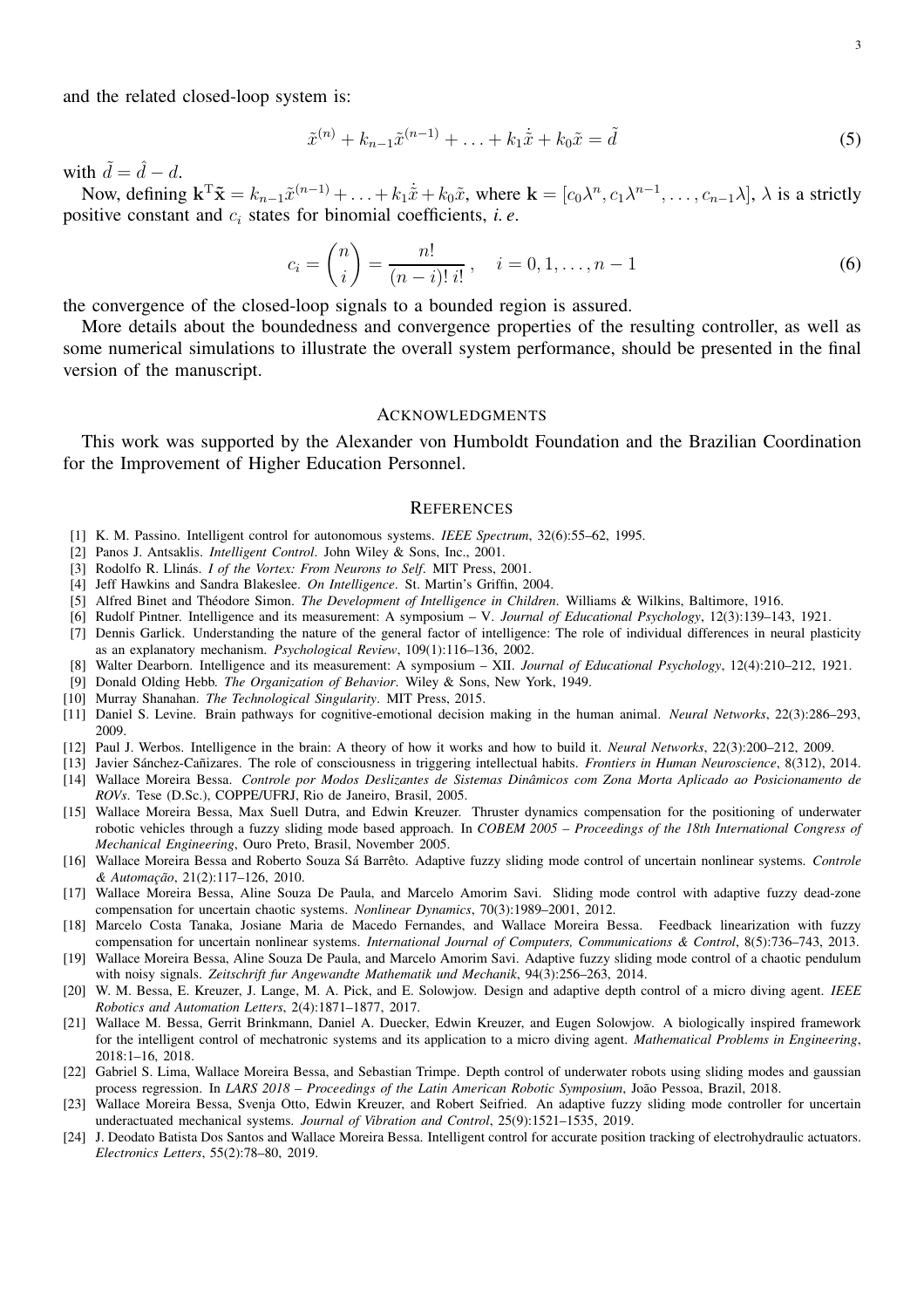and the related closed-loop system is:

$$\tilde{x}^{(n)} + k_{n-1}\tilde{x}^{(n-1)} + \ldots + k_1\dot{\tilde{x}} + k_0\tilde{x} = \tilde{d} \tag{5}$$

with $\tilde{d} = \hat{d} - d$.

Now, defining $\mathbf{k}^{\mathrm{T}}\tilde{\mathbf{x}} = k_{n-1}\tilde{x}^{(n-1)} + \ldots + k_1\dot{\tilde{x}} + k_0\tilde{x}$, where $\mathbf{k} = [c_0\lambda^n, c_1\lambda^{n-1}, \ldots, c_{n-1}\lambda]$, $\lambda$ is a strictly positive constant and $c_i$ states for binomial coefficients, *i. e.*

$$c_i = \binom{n}{i} = \frac{n!}{(n-i)!\,i!}\,, \quad i = 0, 1, \ldots, n-1 \tag{6}$$

the convergence of the closed-loop signals to a bounded region is assured.

More details about the boundedness and convergence properties of the resulting controller, as well as some numerical simulations to illustrate the overall system performance, should be presented in the final version of the manuscript.

## Acknowledgments

This work was supported by the Alexander von Humboldt Foundation and the Brazilian Coordination for the Improvement of Higher Education Personnel.

## References

[1] K. M. Passino. Intelligent control for autonomous systems. *IEEE Spectrum*, 32(6):55–62, 1995.

[2] Panos J. Antsaklis. *Intelligent Control*. John Wiley & Sons, Inc., 2001.

[3] Rodolfo R. Llinás. *I of the Vortex: From Neurons to Self*. MIT Press, 2001.

[4] Jeff Hawkins and Sandra Blakeslee. *On Intelligence*. St. Martin's Griffin, 2004.

[5] Alfred Binet and Théodore Simon. *The Development of Intelligence in Children*. Williams & Wilkins, Baltimore, 1916.

[6] Rudolf Pintner. Intelligence and its measurement: A symposium – V. *Journal of Educational Psychology*, 12(3):139–143, 1921.

[7] Dennis Garlick. Understanding the nature of the general factor of intelligence: The role of individual differences in neural plasticity as an explanatory mechanism. *Psychological Review*, 109(1):116–136, 2002.

[8] Walter Dearborn. Intelligence and its measurement: A symposium – XII. *Journal of Educational Psychology*, 12(4):210–212, 1921.

[9] Donald Olding Hebb. *The Organization of Behavior*. Wiley & Sons, New York, 1949.

[10] Murray Shanahan. *The Technological Singularity*. MIT Press, 2015.

[11] Daniel S. Levine. Brain pathways for cognitive-emotional decision making in the human animal. *Neural Networks*, 22(3):286–293, 2009.

[12] Paul J. Werbos. Intelligence in the brain: A theory of how it works and how to build it. *Neural Networks*, 22(3):200–212, 2009.

[13] Javier Sánchez-Cañizares. The role of consciousness in triggering intellectual habits. *Frontiers in Human Neuroscience*, 8(312), 2014.

[14] Wallace Moreira Bessa. *Controle por Modos Deslizantes de Sistemas Dinâmicos com Zona Morta Aplicado ao Posicionamento de ROVs*. Tese (D.Sc.), COPPE/UFRJ, Rio de Janeiro, Brasil, 2005.

[15] Wallace Moreira Bessa, Max Suell Dutra, and Edwin Kreuzer. Thruster dynamics compensation for the positioning of underwater robotic vehicles through a fuzzy sliding mode based approach. In *COBEM 2005 – Proceedings of the 18th International Congress of Mechanical Engineering*, Ouro Preto, Brasil, November 2005.

[16] Wallace Moreira Bessa and Roberto Souza Sá Barrêto. Adaptive fuzzy sliding mode control of uncertain nonlinear systems. *Controle & Automação*, 21(2):117–126, 2010.

[17] Wallace Moreira Bessa, Aline Souza De Paula, and Marcelo Amorim Savi. Sliding mode control with adaptive fuzzy dead-zone compensation for uncertain chaotic systems. *Nonlinear Dynamics*, 70(3):1989–2001, 2012.

[18] Marcelo Costa Tanaka, Josiane Maria de Macedo Fernandes, and Wallace Moreira Bessa. Feedback linearization with fuzzy compensation for uncertain nonlinear systems. *International Journal of Computers, Communications & Control*, 8(5):736–743, 2013.

[19] Wallace Moreira Bessa, Aline Souza De Paula, and Marcelo Amorim Savi. Adaptive fuzzy sliding mode control of a chaotic pendulum with noisy signals. *Zeitschrift fur Angewandte Mathematik und Mechanik*, 94(3):256–263, 2014.

[20] W. M. Bessa, E. Kreuzer, J. Lange, M. A. Pick, and E. Solowjow. Design and adaptive depth control of a micro diving agent. *IEEE Robotics and Automation Letters*, 2(4):1871–1877, 2017.

[21] Wallace M. Bessa, Gerrit Brinkmann, Daniel A. Duecker, Edwin Kreuzer, and Eugen Solowjow. A biologically inspired framework for the intelligent control of mechatronic systems and its application to a micro diving agent. *Mathematical Problems in Engineering*, 2018:1–16, 2018.

[22] Gabriel S. Lima, Wallace Moreira Bessa, and Sebastian Trimpe. Depth control of underwater robots using sliding modes and gaussian process regression. In *LARS 2018 – Proceedings of the Latin American Robotic Symposium*, João Pessoa, Brazil, 2018.

[23] Wallace Moreira Bessa, Svenja Otto, Edwin Kreuzer, and Robert Seifried. An adaptive fuzzy sliding mode controller for uncertain underactuated mechanical systems. *Journal of Vibration and Control*, 25(9):1521–1535, 2019.

[24] J. Deodato Batista Dos Santos and Wallace Moreira Bessa. Intelligent control for accurate position tracking of electrohydraulic actuators. *Electronics Letters*, 55(2):78–80, 2019.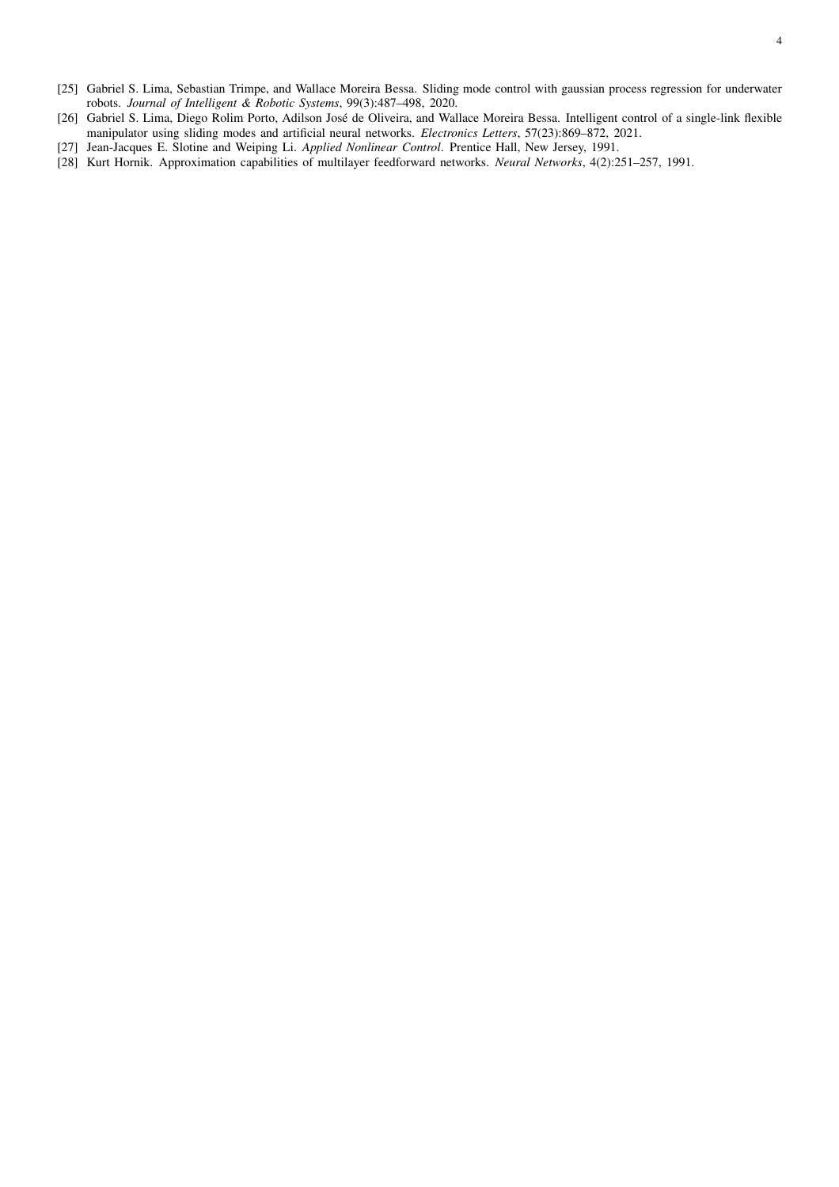[25] Gabriel S. Lima, Sebastian Trimpe, and Wallace Moreira Bessa. Sliding mode control with gaussian process regression for underwater robots. *Journal of Intelligent & Robotic Systems*, 99(3):487–498, 2020.

[26] Gabriel S. Lima, Diego Rolim Porto, Adilson José de Oliveira, and Wallace Moreira Bessa. Intelligent control of a single-link flexible manipulator using sliding modes and artificial neural networks. *Electronics Letters*, 57(23):869–872, 2021.

[27] Jean-Jacques E. Slotine and Weiping Li. *Applied Nonlinear Control*. Prentice Hall, New Jersey, 1991.

[28] Kurt Hornik. Approximation capabilities of multilayer feedforward networks. *Neural Networks*, 4(2):251–257, 1991.